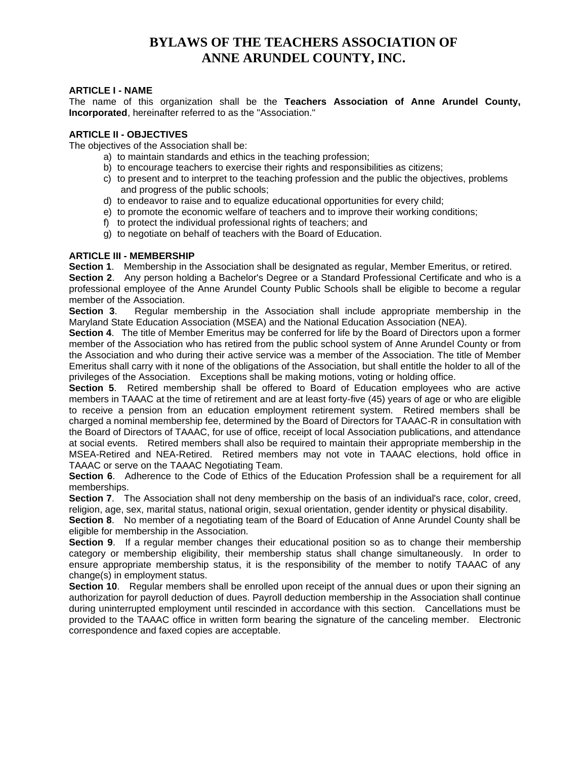# BYLAWS OF THE TEACHERS ASSOCIATION OF ANNE ARUNDEL COUNTY, INC.

**ARTICLE I - NAME**

The name of this organization shall be the **Teachers Association of Anne Arundel County, Incorporated**, hereinafter referred to as the "Association."

**ARTICLE II - OBJECTIVES**

The objectives of the Association shall be:

a) to maintain standards and ethics in the teaching profession;
b) to encourage teachers to exercise their rights and responsibilities as citizens;
c) to present and to interpret to the teaching profession and the public the objectives, problems and progress of the public schools;
d) to endeavor to raise and to equalize educational opportunities for every child;
e) to promote the economic welfare of teachers and to improve their working conditions;
f) to protect the individual professional rights of teachers; and
g) to negotiate on behalf of teachers with the Board of Education.

**ARTICLE III - MEMBERSHIP**

**Section 1**. Membership in the Association shall be designated as regular, Member Emeritus, or retired.

**Section 2**. Any person holding a Bachelor's Degree or a Standard Professional Certificate and who is a professional employee of the Anne Arundel County Public Schools shall be eligible to become a regular member of the Association.

**Section 3**. Regular membership in the Association shall include appropriate membership in the Maryland State Education Association (MSEA) and the National Education Association (NEA).

**Section 4**. The title of Member Emeritus may be conferred for life by the Board of Directors upon a former member of the Association who has retired from the public school system of Anne Arundel County or from the Association and who during their active service was a member of the Association. The title of Member Emeritus shall carry with it none of the obligations of the Association, but shall entitle the holder to all of the privileges of the Association. Exceptions shall be making motions, voting or holding office.

**Section 5**. Retired membership shall be offered to Board of Education employees who are active members in TAAAC at the time of retirement and are at least forty-five (45) years of age or who are eligible to receive a pension from an education employment retirement system. Retired members shall be charged a nominal membership fee, determined by the Board of Directors for TAAAC-R in consultation with the Board of Directors of TAAAC, for use of office, receipt of local Association publications, and attendance at social events. Retired members shall also be required to maintain their appropriate membership in the MSEA-Retired and NEA-Retired. Retired members may not vote in TAAAC elections, hold office in TAAAC or serve on the TAAAC Negotiating Team.

**Section 6**. Adherence to the Code of Ethics of the Education Profession shall be a requirement for all memberships.

**Section 7**. The Association shall not deny membership on the basis of an individual's race, color, creed, religion, age, sex, marital status, national origin, sexual orientation, gender identity or physical disability.

**Section 8**. No member of a negotiating team of the Board of Education of Anne Arundel County shall be eligible for membership in the Association.

**Section 9**. If a regular member changes their educational position so as to change their membership category or membership eligibility, their membership status shall change simultaneously. In order to ensure appropriate membership status, it is the responsibility of the member to notify TAAAC of any change(s) in employment status.

**Section 10**. Regular members shall be enrolled upon receipt of the annual dues or upon their signing an authorization for payroll deduction of dues. Payroll deduction membership in the Association shall continue during uninterrupted employment until rescinded in accordance with this section. Cancellations must be provided to the TAAAC office in written form bearing the signature of the canceling member. Electronic correspondence and faxed copies are acceptable.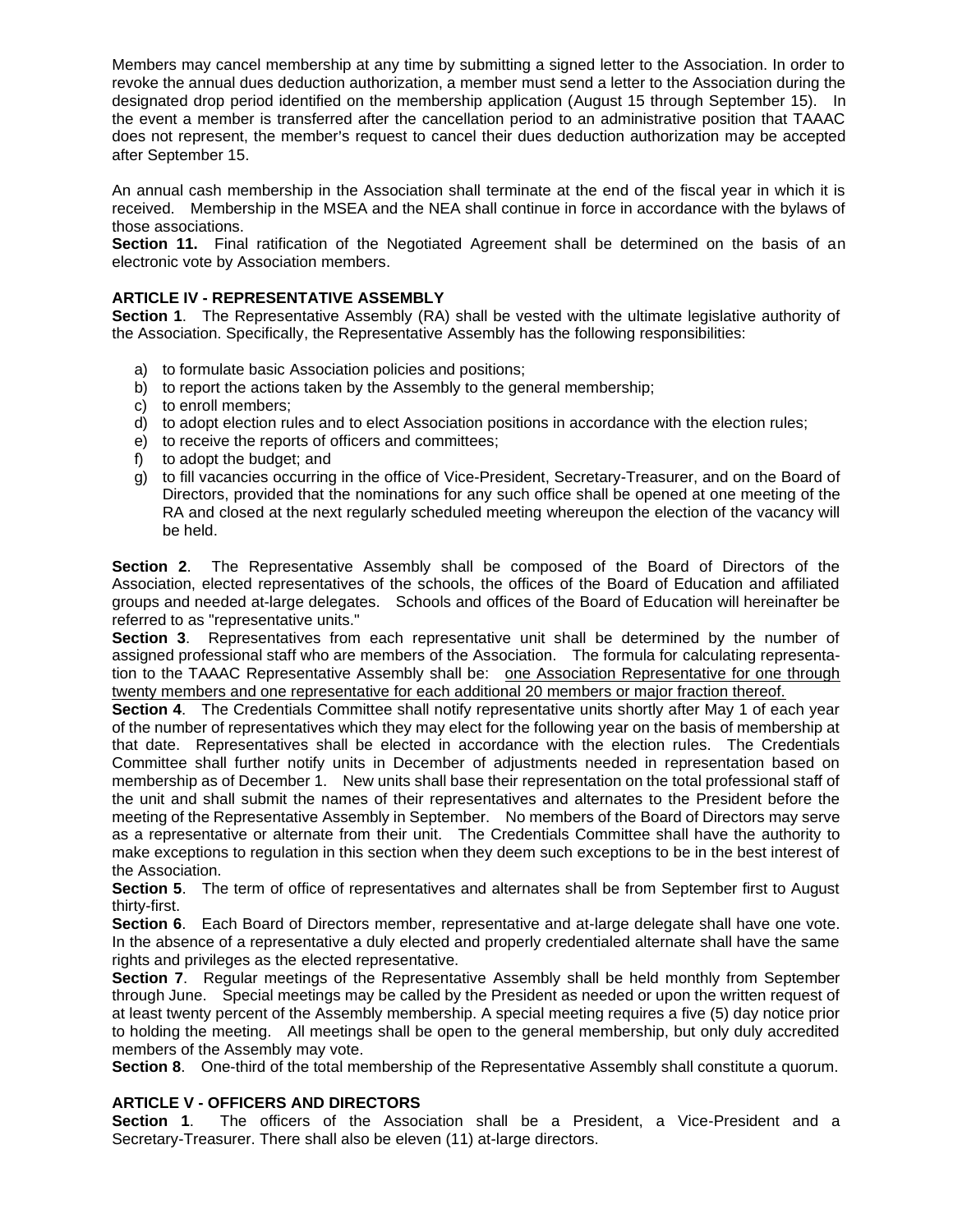Members may cancel membership at any time by submitting a signed letter to the Association. In order to revoke the annual dues deduction authorization, a member must send a letter to the Association during the designated drop period identified on the membership application (August 15 through September 15). In the event a member is transferred after the cancellation period to an administrative position that TAAAC does not represent, the member's request to cancel their dues deduction authorization may be accepted after September 15.

An annual cash membership in the Association shall terminate at the end of the fiscal year in which it is received. Membership in the MSEA and the NEA shall continue in force in accordance with the bylaws of those associations.

**Section 11.** Final ratification of the Negotiated Agreement shall be determined on the basis of an electronic vote by Association members.

### ARTICLE IV - REPRESENTATIVE ASSEMBLY

**Section 1**. The Representative Assembly (RA) shall be vested with the ultimate legislative authority of the Association. Specifically, the Representative Assembly has the following responsibilities:

a) to formulate basic Association policies and positions;
b) to report the actions taken by the Assembly to the general membership;
c) to enroll members;
d) to adopt election rules and to elect Association positions in accordance with the election rules;
e) to receive the reports of officers and committees;
f) to adopt the budget; and
g) to fill vacancies occurring in the office of Vice-President, Secretary-Treasurer, and on the Board of Directors, provided that the nominations for any such office shall be opened at one meeting of the RA and closed at the next regularly scheduled meeting whereupon the election of the vacancy will be held.

**Section 2**. The Representative Assembly shall be composed of the Board of Directors of the Association, elected representatives of the schools, the offices of the Board of Education and affiliated groups and needed at-large delegates. Schools and offices of the Board of Education will hereinafter be referred to as "representative units."

**Section 3**. Representatives from each representative unit shall be determined by the number of assigned professional staff who are members of the Association. The formula for calculating representation to the TAAAC Representative Assembly shall be: <u>one Association Representative for one through twenty members and one representative for each additional 20 members or major fraction thereof.</u>

**Section 4**. The Credentials Committee shall notify representative units shortly after May 1 of each year of the number of representatives which they may elect for the following year on the basis of membership at that date. Representatives shall be elected in accordance with the election rules. The Credentials Committee shall further notify units in December of adjustments needed in representation based on membership as of December 1. New units shall base their representation on the total professional staff of the unit and shall submit the names of their representatives and alternates to the President before the meeting of the Representative Assembly in September. No members of the Board of Directors may serve as a representative or alternate from their unit. The Credentials Committee shall have the authority to make exceptions to regulation in this section when they deem such exceptions to be in the best interest of the Association.

**Section 5**. The term of office of representatives and alternates shall be from September first to August thirty-first.

**Section 6**. Each Board of Directors member, representative and at-large delegate shall have one vote. In the absence of a representative a duly elected and properly credentialed alternate shall have the same rights and privileges as the elected representative.

**Section 7**. Regular meetings of the Representative Assembly shall be held monthly from September through June. Special meetings may be called by the President as needed or upon the written request of at least twenty percent of the Assembly membership. A special meeting requires a five (5) day notice prior to holding the meeting. All meetings shall be open to the general membership, but only duly accredited members of the Assembly may vote.

**Section 8**. One-third of the total membership of the Representative Assembly shall constitute a quorum.

### ARTICLE V - OFFICERS AND DIRECTORS

**Section 1**. The officers of the Association shall be a President, a Vice-President and a Secretary-Treasurer. There shall also be eleven (11) at-large directors.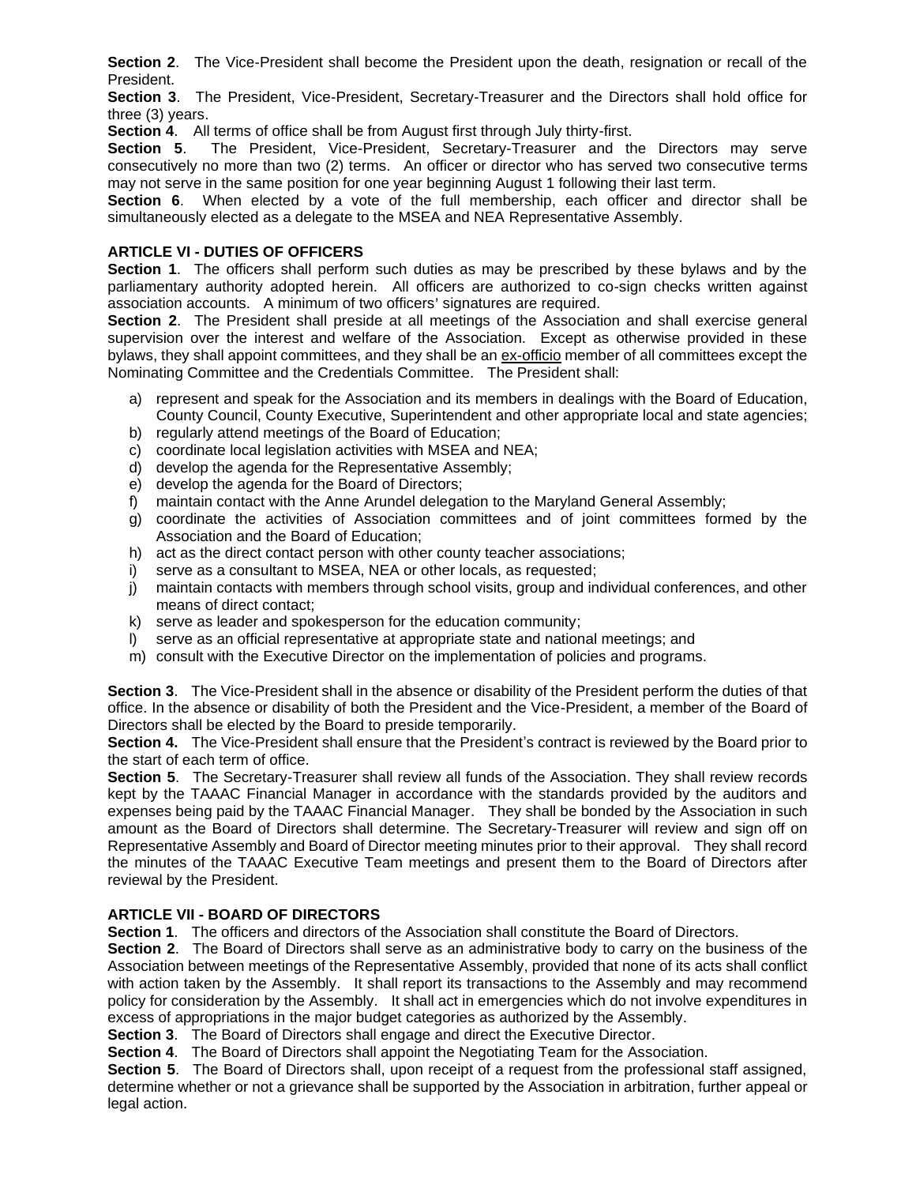**Section 2**. The Vice-President shall become the President upon the death, resignation or recall of the President.

**Section 3**. The President, Vice-President, Secretary-Treasurer and the Directors shall hold office for three (3) years.

**Section 4**. All terms of office shall be from August first through July thirty-first.

**Section 5**. The President, Vice-President, Secretary-Treasurer and the Directors may serve consecutively no more than two (2) terms. An officer or director who has served two consecutive terms may not serve in the same position for one year beginning August 1 following their last term.

**Section 6**. When elected by a vote of the full membership, each officer and director shall be simultaneously elected as a delegate to the MSEA and NEA Representative Assembly.

## ARTICLE VI - DUTIES OF OFFICERS

**Section 1**. The officers shall perform such duties as may be prescribed by these bylaws and by the parliamentary authority adopted herein. All officers are authorized to co-sign checks written against association accounts. A minimum of two officers' signatures are required.

**Section 2**. The President shall preside at all meetings of the Association and shall exercise general supervision over the interest and welfare of the Association. Except as otherwise provided in these bylaws, they shall appoint committees, and they shall be an ex-officio member of all committees except the Nominating Committee and the Credentials Committee. The President shall:

a) represent and speak for the Association and its members in dealings with the Board of Education, County Council, County Executive, Superintendent and other appropriate local and state agencies;
b) regularly attend meetings of the Board of Education;
c) coordinate local legislation activities with MSEA and NEA;
d) develop the agenda for the Representative Assembly;
e) develop the agenda for the Board of Directors;
f) maintain contact with the Anne Arundel delegation to the Maryland General Assembly;
g) coordinate the activities of Association committees and of joint committees formed by the Association and the Board of Education;
h) act as the direct contact person with other county teacher associations;
i) serve as a consultant to MSEA, NEA or other locals, as requested;
j) maintain contacts with members through school visits, group and individual conferences, and other means of direct contact;
k) serve as leader and spokesperson for the education community;
l) serve as an official representative at appropriate state and national meetings; and
m) consult with the Executive Director on the implementation of policies and programs.

**Section 3**. The Vice-President shall in the absence or disability of the President perform the duties of that office. In the absence or disability of both the President and the Vice-President, a member of the Board of Directors shall be elected by the Board to preside temporarily.

**Section 4.** The Vice-President shall ensure that the President's contract is reviewed by the Board prior to the start of each term of office.

**Section 5**. The Secretary-Treasurer shall review all funds of the Association. They shall review records kept by the TAAAC Financial Manager in accordance with the standards provided by the auditors and expenses being paid by the TAAAC Financial Manager. They shall be bonded by the Association in such amount as the Board of Directors shall determine. The Secretary-Treasurer will review and sign off on Representative Assembly and Board of Director meeting minutes prior to their approval. They shall record the minutes of the TAAAC Executive Team meetings and present them to the Board of Directors after reviewal by the President.

## ARTICLE VII - BOARD OF DIRECTORS

**Section 1**. The officers and directors of the Association shall constitute the Board of Directors.

**Section 2**. The Board of Directors shall serve as an administrative body to carry on the business of the Association between meetings of the Representative Assembly, provided that none of its acts shall conflict with action taken by the Assembly. It shall report its transactions to the Assembly and may recommend policy for consideration by the Assembly. It shall act in emergencies which do not involve expenditures in excess of appropriations in the major budget categories as authorized by the Assembly.

**Section 3**. The Board of Directors shall engage and direct the Executive Director.

**Section 4**. The Board of Directors shall appoint the Negotiating Team for the Association.

**Section 5**. The Board of Directors shall, upon receipt of a request from the professional staff assigned, determine whether or not a grievance shall be supported by the Association in arbitration, further appeal or legal action.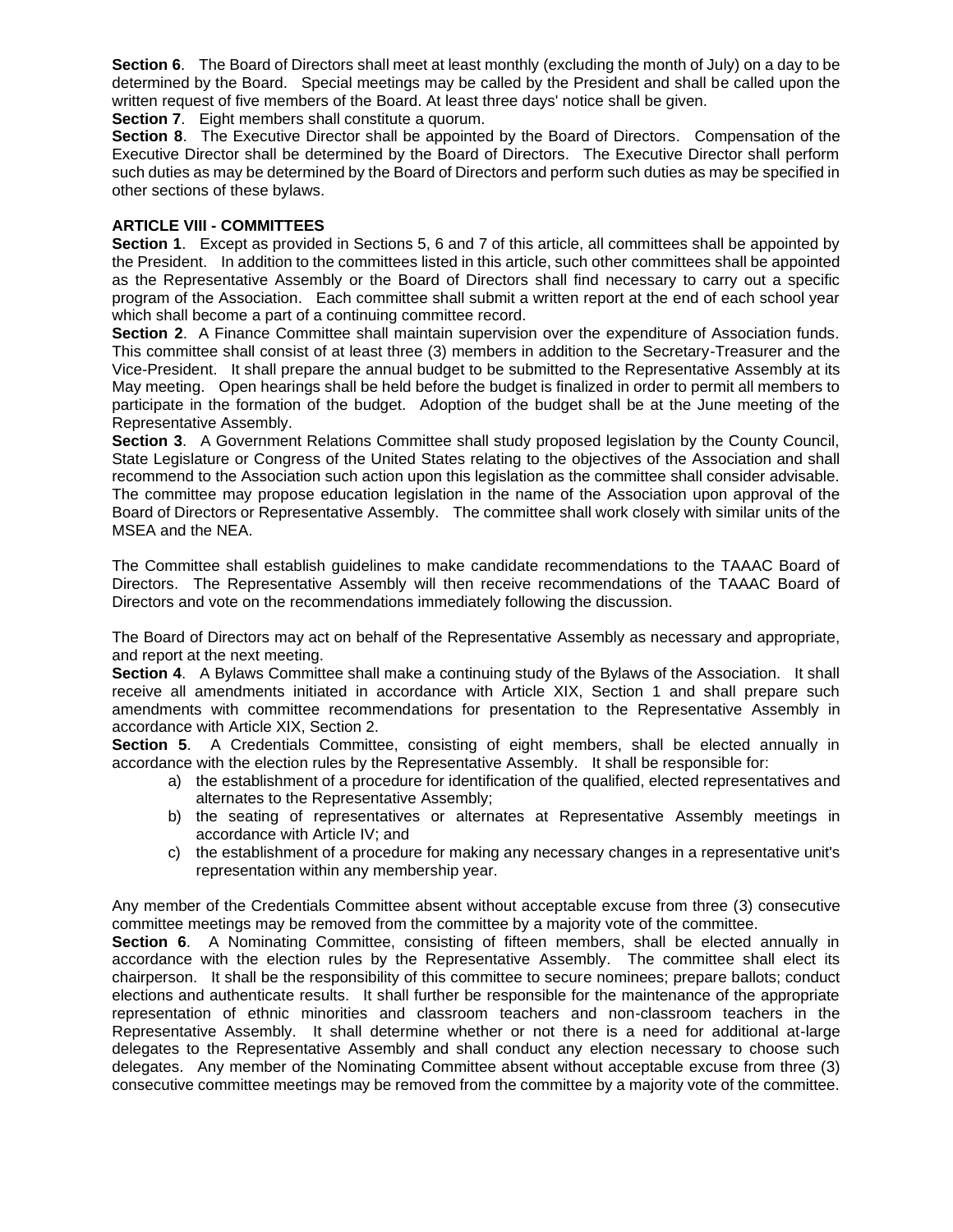**Section 6**. The Board of Directors shall meet at least monthly (excluding the month of July) on a day to be determined by the Board. Special meetings may be called by the President and shall be called upon the written request of five members of the Board. At least three days' notice shall be given.

**Section 7**. Eight members shall constitute a quorum.

**Section 8**. The Executive Director shall be appointed by the Board of Directors. Compensation of the Executive Director shall be determined by the Board of Directors. The Executive Director shall perform such duties as may be determined by the Board of Directors and perform such duties as may be specified in other sections of these bylaws.

**ARTICLE VIII - COMMITTEES**

**Section 1**. Except as provided in Sections 5, 6 and 7 of this article, all committees shall be appointed by the President. In addition to the committees listed in this article, such other committees shall be appointed as the Representative Assembly or the Board of Directors shall find necessary to carry out a specific program of the Association. Each committee shall submit a written report at the end of each school year which shall become a part of a continuing committee record.

**Section 2**. A Finance Committee shall maintain supervision over the expenditure of Association funds. This committee shall consist of at least three (3) members in addition to the Secretary-Treasurer and the Vice-President. It shall prepare the annual budget to be submitted to the Representative Assembly at its May meeting. Open hearings shall be held before the budget is finalized in order to permit all members to participate in the formation of the budget. Adoption of the budget shall be at the June meeting of the Representative Assembly.

**Section 3**. A Government Relations Committee shall study proposed legislation by the County Council, State Legislature or Congress of the United States relating to the objectives of the Association and shall recommend to the Association such action upon this legislation as the committee shall consider advisable. The committee may propose education legislation in the name of the Association upon approval of the Board of Directors or Representative Assembly. The committee shall work closely with similar units of the MSEA and the NEA.

The Committee shall establish guidelines to make candidate recommendations to the TAAAC Board of Directors. The Representative Assembly will then receive recommendations of the TAAAC Board of Directors and vote on the recommendations immediately following the discussion.

The Board of Directors may act on behalf of the Representative Assembly as necessary and appropriate, and report at the next meeting.

**Section 4**. A Bylaws Committee shall make a continuing study of the Bylaws of the Association. It shall receive all amendments initiated in accordance with Article XIX, Section 1 and shall prepare such amendments with committee recommendations for presentation to the Representative Assembly in accordance with Article XIX, Section 2.

**Section 5**. A Credentials Committee, consisting of eight members, shall be elected annually in accordance with the election rules by the Representative Assembly. It shall be responsible for:

a) the establishment of a procedure for identification of the qualified, elected representatives and alternates to the Representative Assembly;
b) the seating of representatives or alternates at Representative Assembly meetings in accordance with Article IV; and
c) the establishment of a procedure for making any necessary changes in a representative unit's representation within any membership year.

Any member of the Credentials Committee absent without acceptable excuse from three (3) consecutive committee meetings may be removed from the committee by a majority vote of the committee.

**Section 6**. A Nominating Committee, consisting of fifteen members, shall be elected annually in accordance with the election rules by the Representative Assembly. The committee shall elect its chairperson. It shall be the responsibility of this committee to secure nominees; prepare ballots; conduct elections and authenticate results. It shall further be responsible for the maintenance of the appropriate representation of ethnic minorities and classroom teachers and non-classroom teachers in the Representative Assembly. It shall determine whether or not there is a need for additional at-large delegates to the Representative Assembly and shall conduct any election necessary to choose such delegates. Any member of the Nominating Committee absent without acceptable excuse from three (3) consecutive committee meetings may be removed from the committee by a majority vote of the committee.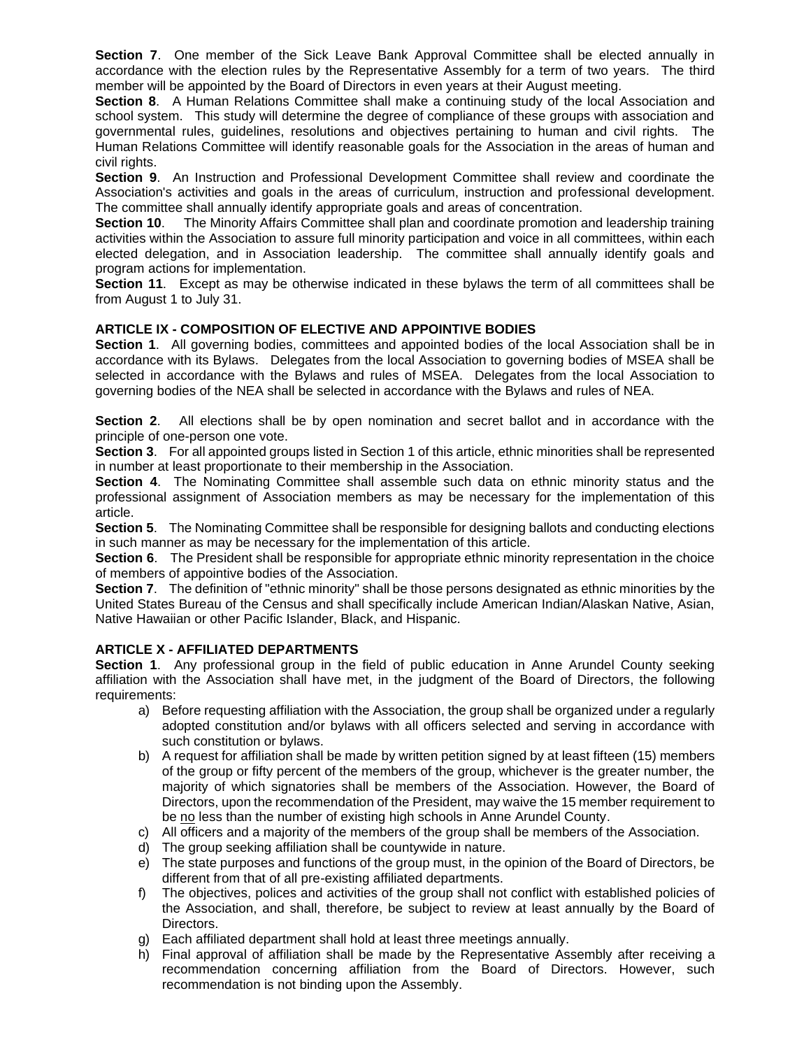**Section 7**. One member of the Sick Leave Bank Approval Committee shall be elected annually in accordance with the election rules by the Representative Assembly for a term of two years. The third member will be appointed by the Board of Directors in even years at their August meeting.

**Section 8**. A Human Relations Committee shall make a continuing study of the local Association and school system. This study will determine the degree of compliance of these groups with association and governmental rules, guidelines, resolutions and objectives pertaining to human and civil rights. The Human Relations Committee will identify reasonable goals for the Association in the areas of human and civil rights.

**Section 9**. An Instruction and Professional Development Committee shall review and coordinate the Association's activities and goals in the areas of curriculum, instruction and professional development. The committee shall annually identify appropriate goals and areas of concentration.

**Section 10**. The Minority Affairs Committee shall plan and coordinate promotion and leadership training activities within the Association to assure full minority participation and voice in all committees, within each elected delegation, and in Association leadership. The committee shall annually identify goals and program actions for implementation.

**Section 11**. Except as may be otherwise indicated in these bylaws the term of all committees shall be from August 1 to July 31.

## ARTICLE IX - COMPOSITION OF ELECTIVE AND APPOINTIVE BODIES

**Section 1**. All governing bodies, committees and appointed bodies of the local Association shall be in accordance with its Bylaws. Delegates from the local Association to governing bodies of MSEA shall be selected in accordance with the Bylaws and rules of MSEA. Delegates from the local Association to governing bodies of the NEA shall be selected in accordance with the Bylaws and rules of NEA.

**Section 2**. All elections shall be by open nomination and secret ballot and in accordance with the principle of one-person one vote.

**Section 3**. For all appointed groups listed in Section 1 of this article, ethnic minorities shall be represented in number at least proportionate to their membership in the Association.

**Section 4**. The Nominating Committee shall assemble such data on ethnic minority status and the professional assignment of Association members as may be necessary for the implementation of this article.

**Section 5**. The Nominating Committee shall be responsible for designing ballots and conducting elections in such manner as may be necessary for the implementation of this article.

**Section 6**. The President shall be responsible for appropriate ethnic minority representation in the choice of members of appointive bodies of the Association.

**Section 7**. The definition of "ethnic minority" shall be those persons designated as ethnic minorities by the United States Bureau of the Census and shall specifically include American Indian/Alaskan Native, Asian, Native Hawaiian or other Pacific Islander, Black, and Hispanic.

## ARTICLE X - AFFILIATED DEPARTMENTS

**Section 1**. Any professional group in the field of public education in Anne Arundel County seeking affiliation with the Association shall have met, in the judgment of the Board of Directors, the following requirements:

a) Before requesting affiliation with the Association, the group shall be organized under a regularly adopted constitution and/or bylaws with all officers selected and serving in accordance with such constitution or bylaws.
b) A request for affiliation shall be made by written petition signed by at least fifteen (15) members of the group or fifty percent of the members of the group, whichever is the greater number, the majority of which signatories shall be members of the Association. However, the Board of Directors, upon the recommendation of the President, may waive the 15 member requirement to be no less than the number of existing high schools in Anne Arundel County.
c) All officers and a majority of the members of the group shall be members of the Association.
d) The group seeking affiliation shall be countywide in nature.
e) The state purposes and functions of the group must, in the opinion of the Board of Directors, be different from that of all pre-existing affiliated departments.
f) The objectives, polices and activities of the group shall not conflict with established policies of the Association, and shall, therefore, be subject to review at least annually by the Board of Directors.
g) Each affiliated department shall hold at least three meetings annually.
h) Final approval of affiliation shall be made by the Representative Assembly after receiving a recommendation concerning affiliation from the Board of Directors. However, such recommendation is not binding upon the Assembly.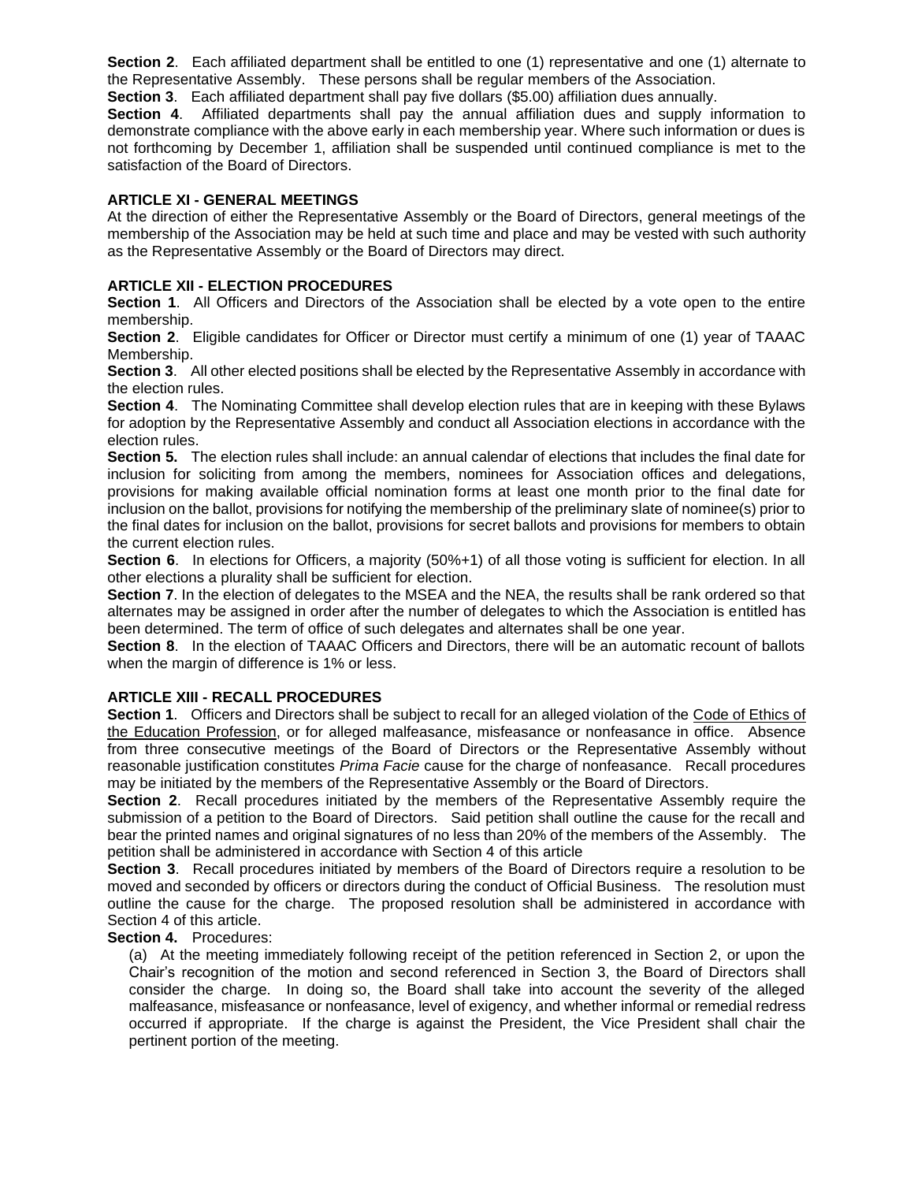**Section 2**. Each affiliated department shall be entitled to one (1) representative and one (1) alternate to the Representative Assembly. These persons shall be regular members of the Association.

**Section 3**. Each affiliated department shall pay five dollars ($5.00) affiliation dues annually.

**Section 4**. Affiliated departments shall pay the annual affiliation dues and supply information to demonstrate compliance with the above early in each membership year. Where such information or dues is not forthcoming by December 1, affiliation shall be suspended until continued compliance is met to the satisfaction of the Board of Directors.

## ARTICLE XI - GENERAL MEETINGS

At the direction of either the Representative Assembly or the Board of Directors, general meetings of the membership of the Association may be held at such time and place and may be vested with such authority as the Representative Assembly or the Board of Directors may direct.

## ARTICLE XII - ELECTION PROCEDURES

**Section 1**. All Officers and Directors of the Association shall be elected by a vote open to the entire membership.

**Section 2**. Eligible candidates for Officer or Director must certify a minimum of one (1) year of TAAAC Membership.

**Section 3**. All other elected positions shall be elected by the Representative Assembly in accordance with the election rules.

**Section 4**. The Nominating Committee shall develop election rules that are in keeping with these Bylaws for adoption by the Representative Assembly and conduct all Association elections in accordance with the election rules.

**Section 5.** The election rules shall include: an annual calendar of elections that includes the final date for inclusion for soliciting from among the members, nominees for Association offices and delegations, provisions for making available official nomination forms at least one month prior to the final date for inclusion on the ballot, provisions for notifying the membership of the preliminary slate of nominee(s) prior to the final dates for inclusion on the ballot, provisions for secret ballots and provisions for members to obtain the current election rules.

**Section 6**. In elections for Officers, a majority (50%+1) of all those voting is sufficient for election. In all other elections a plurality shall be sufficient for election.

**Section 7**. In the election of delegates to the MSEA and the NEA, the results shall be rank ordered so that alternates may be assigned in order after the number of delegates to which the Association is entitled has been determined. The term of office of such delegates and alternates shall be one year.

**Section 8**. In the election of TAAAC Officers and Directors, there will be an automatic recount of ballots when the margin of difference is 1% or less.

## ARTICLE XIII - RECALL PROCEDURES

**Section 1**. Officers and Directors shall be subject to recall for an alleged violation of the Code of Ethics of the Education Profession, or for alleged malfeasance, misfeasance or nonfeasance in office. Absence from three consecutive meetings of the Board of Directors or the Representative Assembly without reasonable justification constitutes *Prima Facie* cause for the charge of nonfeasance. Recall procedures may be initiated by the members of the Representative Assembly or the Board of Directors.

**Section 2**. Recall procedures initiated by the members of the Representative Assembly require the submission of a petition to the Board of Directors. Said petition shall outline the cause for the recall and bear the printed names and original signatures of no less than 20% of the members of the Assembly. The petition shall be administered in accordance with Section 4 of this article

**Section 3**. Recall procedures initiated by members of the Board of Directors require a resolution to be moved and seconded by officers or directors during the conduct of Official Business. The resolution must outline the cause for the charge. The proposed resolution shall be administered in accordance with Section 4 of this article.

**Section 4.** Procedures:

(a) At the meeting immediately following receipt of the petition referenced in Section 2, or upon the Chair's recognition of the motion and second referenced in Section 3, the Board of Directors shall consider the charge. In doing so, the Board shall take into account the severity of the alleged malfeasance, misfeasance or nonfeasance, level of exigency, and whether informal or remedial redress occurred if appropriate. If the charge is against the President, the Vice President shall chair the pertinent portion of the meeting.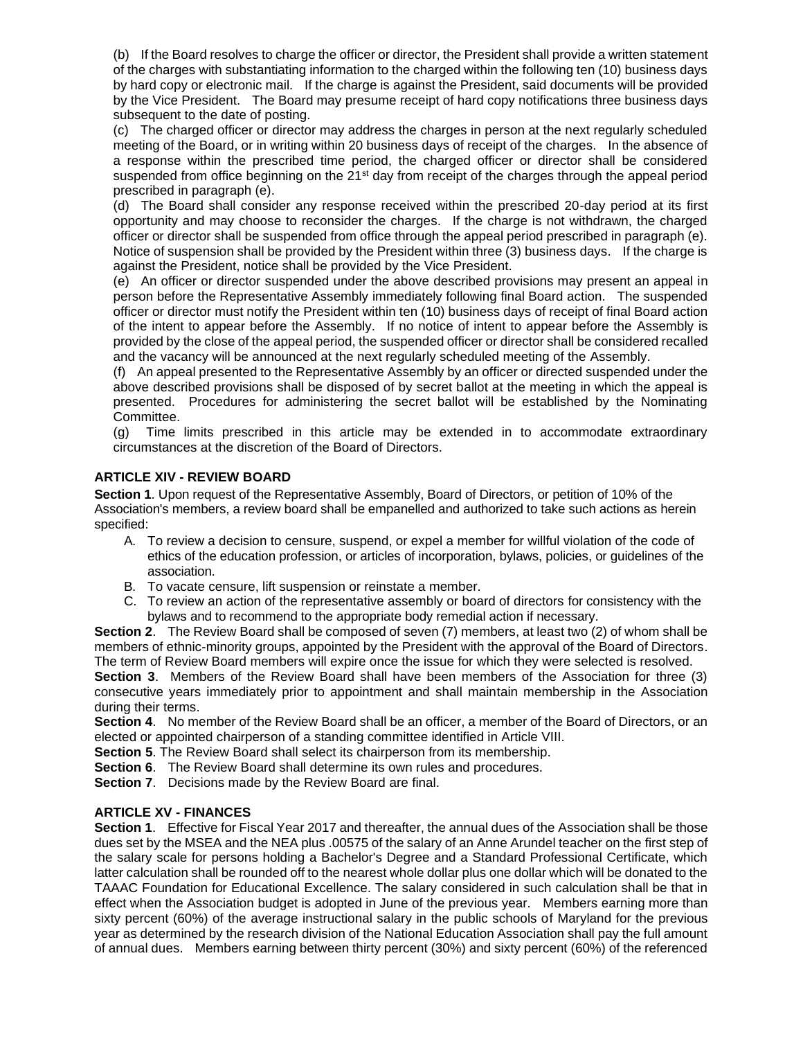(b) If the Board resolves to charge the officer or director, the President shall provide a written statement of the charges with substantiating information to the charged within the following ten (10) business days by hard copy or electronic mail. If the charge is against the President, said documents will be provided by the Vice President. The Board may presume receipt of hard copy notifications three business days subsequent to the date of posting.

(c) The charged officer or director may address the charges in person at the next regularly scheduled meeting of the Board, or in writing within 20 business days of receipt of the charges. In the absence of a response within the prescribed time period, the charged officer or director shall be considered suspended from office beginning on the 21st day from receipt of the charges through the appeal period prescribed in paragraph (e).

(d) The Board shall consider any response received within the prescribed 20-day period at its first opportunity and may choose to reconsider the charges. If the charge is not withdrawn, the charged officer or director shall be suspended from office through the appeal period prescribed in paragraph (e). Notice of suspension shall be provided by the President within three (3) business days. If the charge is against the President, notice shall be provided by the Vice President.

(e) An officer or director suspended under the above described provisions may present an appeal in person before the Representative Assembly immediately following final Board action. The suspended officer or director must notify the President within ten (10) business days of receipt of final Board action of the intent to appear before the Assembly. If no notice of intent to appear before the Assembly is provided by the close of the appeal period, the suspended officer or director shall be considered recalled and the vacancy will be announced at the next regularly scheduled meeting of the Assembly.

(f) An appeal presented to the Representative Assembly by an officer or directed suspended under the above described provisions shall be disposed of by secret ballot at the meeting in which the appeal is presented. Procedures for administering the secret ballot will be established by the Nominating Committee.

(g) Time limits prescribed in this article may be extended in to accommodate extraordinary circumstances at the discretion of the Board of Directors.

### ARTICLE XIV - REVIEW BOARD

**Section 1**. Upon request of the Representative Assembly, Board of Directors, or petition of 10% of the Association's members, a review board shall be empanelled and authorized to take such actions as herein specified:

A. To review a decision to censure, suspend, or expel a member for willful violation of the code of ethics of the education profession, or articles of incorporation, bylaws, policies, or guidelines of the association.
B. To vacate censure, lift suspension or reinstate a member.
C. To review an action of the representative assembly or board of directors for consistency with the bylaws and to recommend to the appropriate body remedial action if necessary.

**Section 2**. The Review Board shall be composed of seven (7) members, at least two (2) of whom shall be members of ethnic-minority groups, appointed by the President with the approval of the Board of Directors. The term of Review Board members will expire once the issue for which they were selected is resolved.

**Section 3**. Members of the Review Board shall have been members of the Association for three (3) consecutive years immediately prior to appointment and shall maintain membership in the Association during their terms.

**Section 4**. No member of the Review Board shall be an officer, a member of the Board of Directors, or an elected or appointed chairperson of a standing committee identified in Article VIII.

**Section 5**. The Review Board shall select its chairperson from its membership.

**Section 6**. The Review Board shall determine its own rules and procedures.

**Section 7**. Decisions made by the Review Board are final.

### ARTICLE XV - FINANCES

**Section 1**. Effective for Fiscal Year 2017 and thereafter, the annual dues of the Association shall be those dues set by the MSEA and the NEA plus .00575 of the salary of an Anne Arundel teacher on the first step of the salary scale for persons holding a Bachelor's Degree and a Standard Professional Certificate, which latter calculation shall be rounded off to the nearest whole dollar plus one dollar which will be donated to the TAAAC Foundation for Educational Excellence. The salary considered in such calculation shall be that in effect when the Association budget is adopted in June of the previous year. Members earning more than sixty percent (60%) of the average instructional salary in the public schools of Maryland for the previous year as determined by the research division of the National Education Association shall pay the full amount of annual dues. Members earning between thirty percent (30%) and sixty percent (60%) of the referenced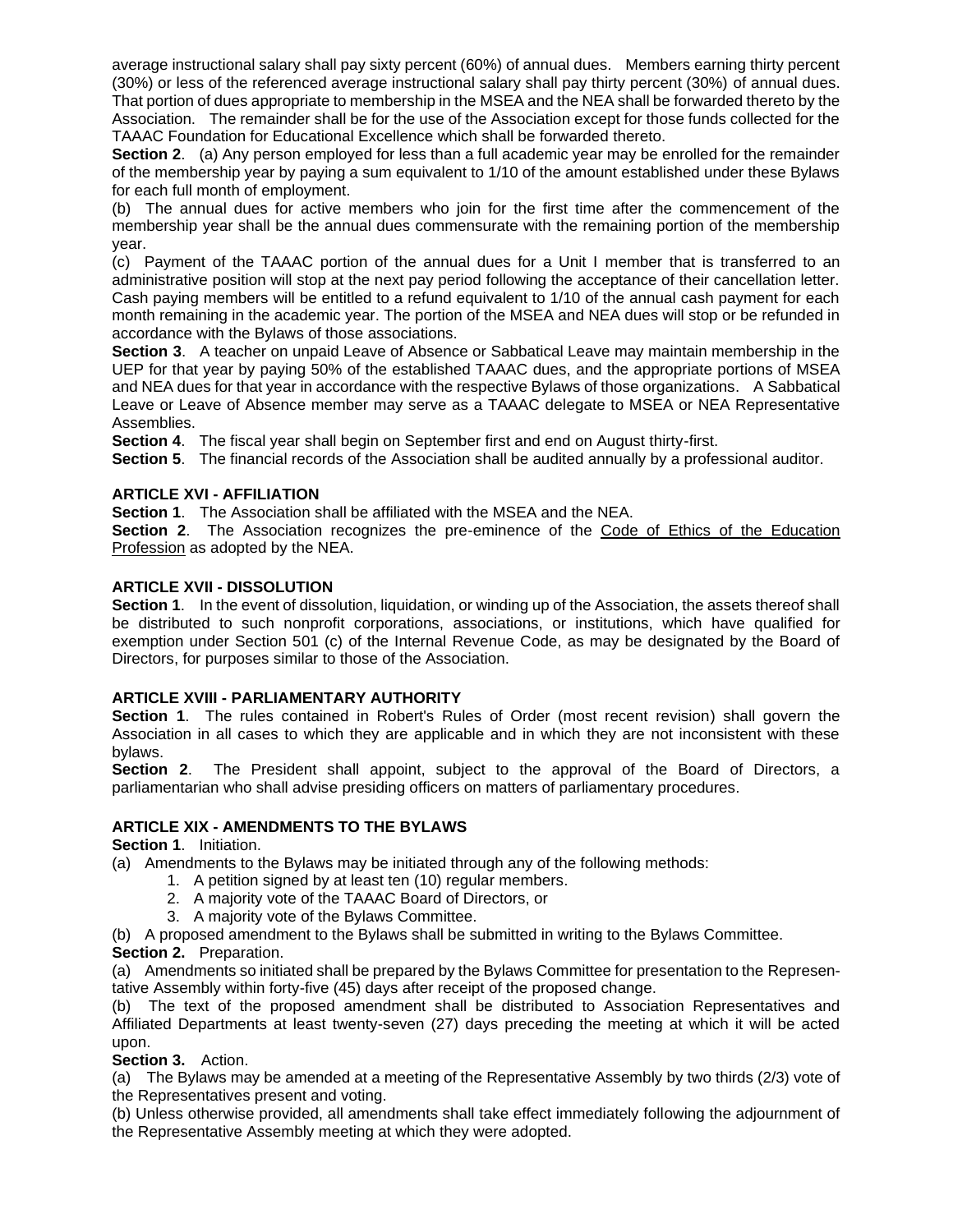average instructional salary shall pay sixty percent (60%) of annual dues. Members earning thirty percent (30%) or less of the referenced average instructional salary shall pay thirty percent (30%) of annual dues. That portion of dues appropriate to membership in the MSEA and the NEA shall be forwarded thereto by the Association. The remainder shall be for the use of the Association except for those funds collected for the TAAAC Foundation for Educational Excellence which shall be forwarded thereto.

**Section 2**. (a) Any person employed for less than a full academic year may be enrolled for the remainder of the membership year by paying a sum equivalent to 1/10 of the amount established under these Bylaws for each full month of employment.

(b) The annual dues for active members who join for the first time after the commencement of the membership year shall be the annual dues commensurate with the remaining portion of the membership year.

(c) Payment of the TAAAC portion of the annual dues for a Unit I member that is transferred to an administrative position will stop at the next pay period following the acceptance of their cancellation letter. Cash paying members will be entitled to a refund equivalent to 1/10 of the annual cash payment for each month remaining in the academic year. The portion of the MSEA and NEA dues will stop or be refunded in accordance with the Bylaws of those associations.

**Section 3**. A teacher on unpaid Leave of Absence or Sabbatical Leave may maintain membership in the UEP for that year by paying 50% of the established TAAAC dues, and the appropriate portions of MSEA and NEA dues for that year in accordance with the respective Bylaws of those organizations. A Sabbatical Leave or Leave of Absence member may serve as a TAAAC delegate to MSEA or NEA Representative Assemblies.

**Section 4**. The fiscal year shall begin on September first and end on August thirty-first.

**Section 5**. The financial records of the Association shall be audited annually by a professional auditor.

## ARTICLE XVI - AFFILIATION

**Section 1**. The Association shall be affiliated with the MSEA and the NEA.

**Section 2**. The Association recognizes the pre-eminence of the Code of Ethics of the Education Profession as adopted by the NEA.

## ARTICLE XVII - DISSOLUTION

**Section 1**. In the event of dissolution, liquidation, or winding up of the Association, the assets thereof shall be distributed to such nonprofit corporations, associations, or institutions, which have qualified for exemption under Section 501 (c) of the Internal Revenue Code, as may be designated by the Board of Directors, for purposes similar to those of the Association.

## ARTICLE XVIII - PARLIAMENTARY AUTHORITY

**Section 1**. The rules contained in Robert's Rules of Order (most recent revision) shall govern the Association in all cases to which they are applicable and in which they are not inconsistent with these bylaws.

**Section 2**. The President shall appoint, subject to the approval of the Board of Directors, a parliamentarian who shall advise presiding officers on matters of parliamentary procedures.

## ARTICLE XIX - AMENDMENTS TO THE BYLAWS

**Section 1**. Initiation.

(a) Amendments to the Bylaws may be initiated through any of the following methods:

1. A petition signed by at least ten (10) regular members.
2. A majority vote of the TAAAC Board of Directors, or
3. A majority vote of the Bylaws Committee.

(b) A proposed amendment to the Bylaws shall be submitted in writing to the Bylaws Committee.

**Section 2.** Preparation.

(a) Amendments so initiated shall be prepared by the Bylaws Committee for presentation to the Representative Assembly within forty-five (45) days after receipt of the proposed change.

(b) The text of the proposed amendment shall be distributed to Association Representatives and Affiliated Departments at least twenty-seven (27) days preceding the meeting at which it will be acted upon.

**Section 3.** Action.

(a) The Bylaws may be amended at a meeting of the Representative Assembly by two thirds (2/3) vote of the Representatives present and voting.

(b) Unless otherwise provided, all amendments shall take effect immediately following the adjournment of the Representative Assembly meeting at which they were adopted.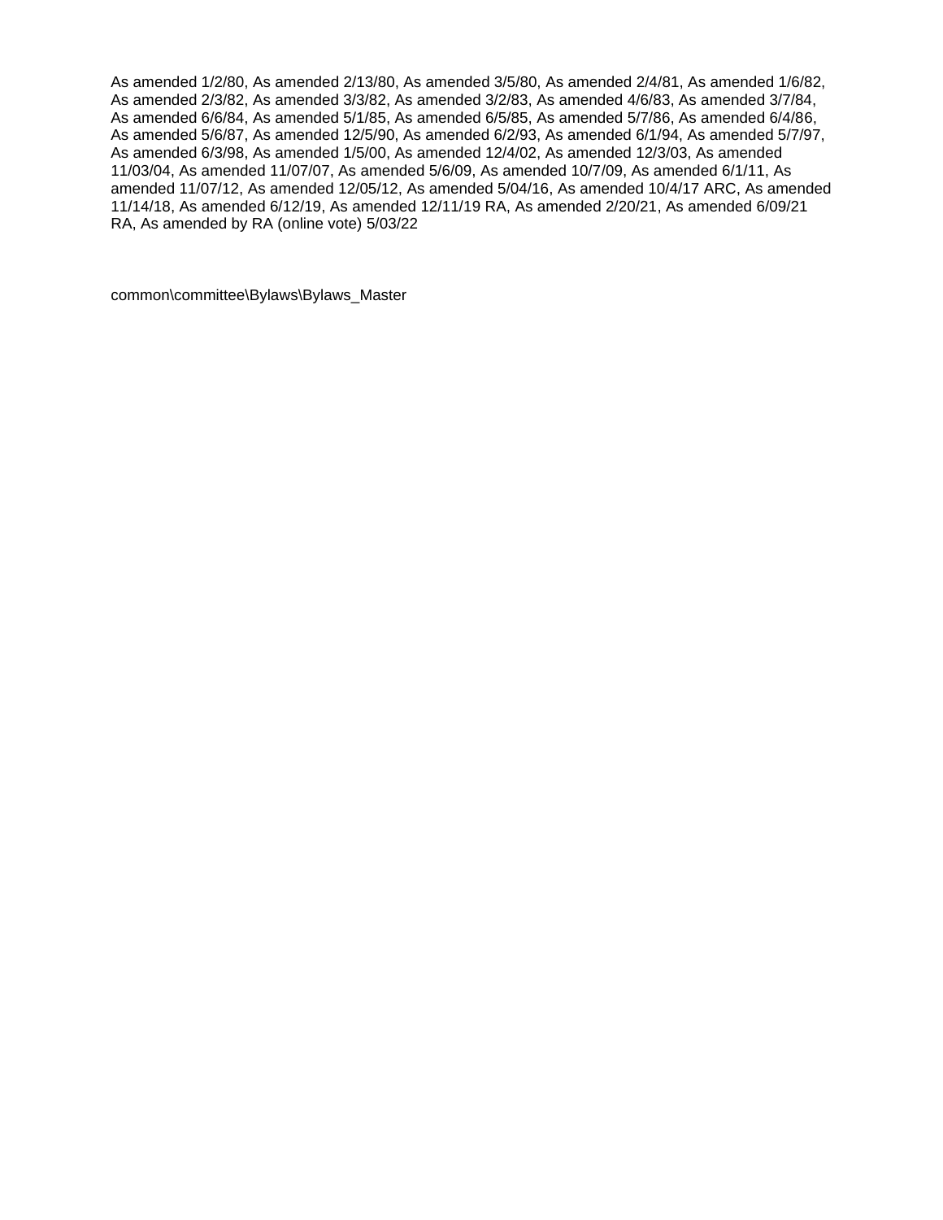As amended 1/2/80, As amended 2/13/80, As amended 3/5/80, As amended 2/4/81, As amended 1/6/82, As amended 2/3/82, As amended 3/3/82, As amended 3/2/83, As amended 4/6/83, As amended 3/7/84, As amended 6/6/84, As amended 5/1/85, As amended 6/5/85, As amended 5/7/86, As amended 6/4/86, As amended 5/6/87, As amended 12/5/90, As amended 6/2/93, As amended 6/1/94, As amended 5/7/97, As amended 6/3/98, As amended 1/5/00, As amended 12/4/02, As amended 12/3/03, As amended 11/03/04, As amended 11/07/07, As amended 5/6/09, As amended 10/7/09, As amended 6/1/11, As amended 11/07/12, As amended 12/05/12, As amended 5/04/16, As amended 10/4/17 ARC, As amended 11/14/18, As amended 6/12/19, As amended 12/11/19 RA, As amended 2/20/21, As amended 6/09/21 RA, As amended by RA (online vote) 5/03/22

common\committee\Bylaws\Bylaws_Master